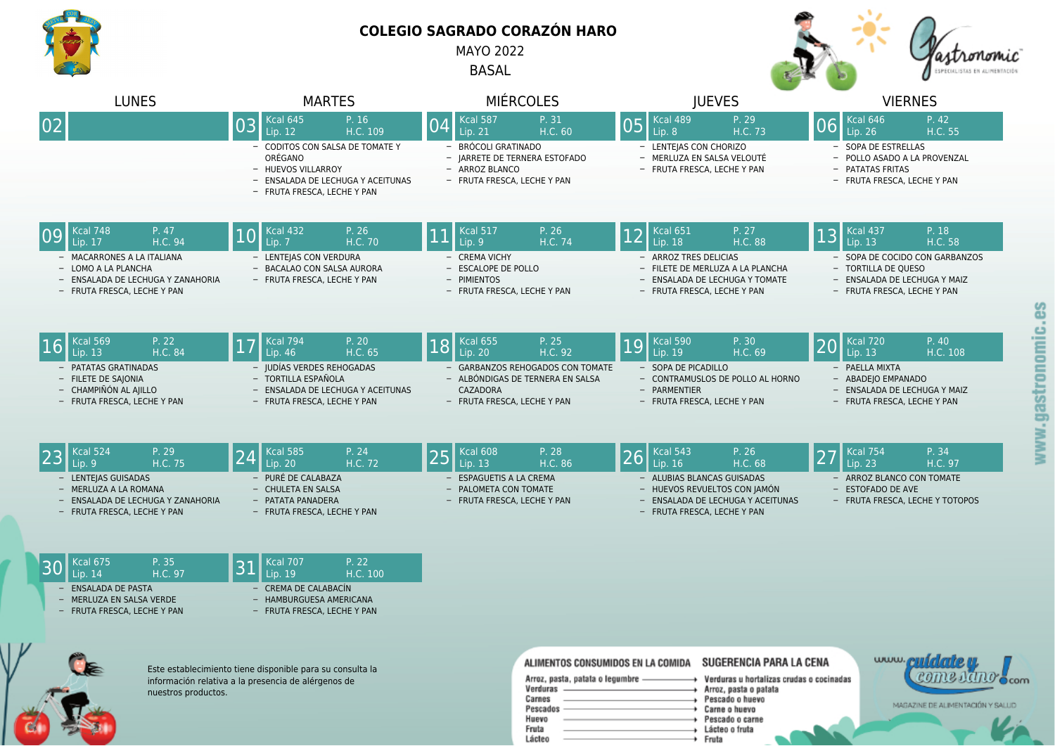# COLEGIO SAGRADO CORAZÓN HARO

MAYO 2022

BASAL

| LUNES | MARTES | MIÉRCOLES | JUEVES | VIERNES |
|---|---|---|---|---|
| **02** | **03** Kcal 645 · P. 16 · Lip. 12 · H.C. 109 | **04** Kcal 587 · P. 31 · Lip. 21 · H.C. 60 | **05** Kcal 489 · P. 29 · Lip. 8 · H.C. 73 | **06** Kcal 646 · P. 42 · Lip. 26 · H.C. 55 |
| | – CODITOS CON SALSA DE TOMATE Y ORÉGANO<br>– HUEVOS VILLARROY<br>– ENSALADA DE LECHUGA Y ACEITUNAS<br>– FRUTA FRESCA, LECHE Y PAN | – BRÓCOLI GRATINADO<br>– JARRETE DE TERNERA ESTOFADO<br>– ARROZ BLANCO<br>– FRUTA FRESCA, LECHE Y PAN | – LENTEJAS CON CHORIZO<br>– MERLUZA EN SALSA VELOUTÉ<br>– FRUTA FRESCA, LECHE Y PAN | – SOPA DE ESTRELLAS<br>– POLLO ASADO A LA PROVENZAL<br>– PATATAS FRITAS<br>– FRUTA FRESCA, LECHE Y PAN |
| **09** Kcal 748 · P. 47 · Lip. 17 · H.C. 94 | **10** Kcal 432 · P. 26 · Lip. 7 · H.C. 70 | **11** Kcal 517 · P. 26 · Lip. 9 · H.C. 74 | **12** Kcal 651 · P. 27 · Lip. 18 · H.C. 88 | **13** Kcal 437 · P. 18 · Lip. 13 · H.C. 58 |
| – MACARRONES A LA ITALIANA<br>– LOMO A LA PLANCHA<br>– ENSALADA DE LECHUGA Y ZANAHORIA<br>– FRUTA FRESCA, LECHE Y PAN | – LENTEJAS CON VERDURA<br>– BACALAO CON SALSA AURORA<br>– FRUTA FRESCA, LECHE Y PAN | – CREMA VICHY<br>– ESCALOPE DE POLLO<br>– PIMIENTOS<br>– FRUTA FRESCA, LECHE Y PAN | – ARROZ TRES DELICIAS<br>– FILETE DE MERLUZA A LA PLANCHA<br>– ENSALADA DE LECHUGA Y TOMATE<br>– FRUTA FRESCA, LECHE Y PAN | – SOPA DE COCIDO CON GARBANZOS<br>– TORTILLA DE QUESO<br>– ENSALADA DE LECHUGA Y MAIZ<br>– FRUTA FRESCA, LECHE Y PAN |
| **16** Kcal 569 · P. 22 · Lip. 13 · H.C. 84 | **17** Kcal 794 · P. 20 · Lip. 46 · H.C. 65 | **18** Kcal 655 · P. 25 · Lip. 20 · H.C. 92 | **19** Kcal 590 · P. 30 · Lip. 19 · H.C. 69 | **20** Kcal 720 · P. 40 · Lip. 13 · H.C. 108 |
| – PATATAS GRATINADAS<br>– FILETE DE SAJONIA<br>– CHAMPIÑÓN AL AJILLO<br>– FRUTA FRESCA, LECHE Y PAN | – JUDÍAS VERDES REHOGADAS<br>– TORTILLA ESPAÑOLA<br>– ENSALADA DE LECHUGA Y ACEITUNAS<br>– FRUTA FRESCA, LECHE Y PAN | – GARBANZOS REHOGADOS CON TOMATE<br>– ALBÓNDIGAS DE TERNERA EN SALSA CAZADORA<br>– FRUTA FRESCA, LECHE Y PAN | – SOPA DE PICADILLO<br>– CONTRAMUSLOS DE POLLO AL HORNO<br>– PARMENTIER<br>– FRUTA FRESCA, LECHE Y PAN | – PAELLA MIXTA<br>– ABADEJO EMPANADO<br>– ENSALADA DE LECHUGA Y MAIZ<br>– FRUTA FRESCA, LECHE Y PAN |
| **23** Kcal 524 · P. 29 · Lip. 9 · H.C. 75 | **24** Kcal 585 · P. 24 · Lip. 20 · H.C. 72 | **25** Kcal 608 · P. 28 · Lip. 13 · H.C. 86 | **26** Kcal 543 · P. 26 · Lip. 16 · H.C. 68 | **27** Kcal 754 · P. 34 · Lip. 23 · H.C. 97 |
| – LENTEJAS GUISADAS<br>– MERLUZA A LA ROMANA<br>– ENSALADA DE LECHUGA Y ZANAHORIA<br>– FRUTA FRESCA, LECHE Y PAN | – PURÉ DE CALABAZA<br>– CHULETA EN SALSA<br>– PATATA PANADERA<br>– FRUTA FRESCA, LECHE Y PAN | – ESPAGUETIS A LA CREMA<br>– PALOMETA CON TOMATE<br>– FRUTA FRESCA, LECHE Y PAN | – ALUBIAS BLANCAS GUISADAS<br>– HUEVOS REVUELTOS CON JAMÓN<br>– ENSALADA DE LECHUGA Y ACEITUNAS<br>– FRUTA FRESCA, LECHE Y PAN | – ARROZ BLANCO CON TOMATE<br>– ESTOFADO DE AVE<br>– FRUTA FRESCA, LECHE Y TOTOPOS |
| **30** Kcal 675 · P. 35 · Lip. 14 · H.C. 97 | **31** Kcal 707 · P. 22 · Lip. 19 · H.C. 100 | | | |
| – ENSALADA DE PASTA<br>– MERLUZA EN SALSA VERDE<br>– FRUTA FRESCA, LECHE Y PAN | – CREMA DE CALABACÍN<br>– HAMBURGUESA AMERICANA<br>– FRUTA FRESCA, LECHE Y PAN | | | |

Este establecimiento tiene disponible para su consulta la información relativa a la presencia de alérgenos de nuestros productos.

| ALIMENTOS CONSUMIDOS EN LA COMIDA | SUGERENCIA PARA LA CENA |
|---|---|
| Arroz, pasta, patata o legumbre | Verduras u hortalizas crudas o cocinadas |
| Verduras | Arroz, pasta o patata |
| Carnes | Pescado o huevo |
| Pescados | Carne o huevo |
| Huevo | Pescado o carne |
| Fruta | Lácteo o fruta |
| Lácteo | Fruta |

www.cuidateycomesano.com — MAGAZINE DE ALIMENTACIÓN Y SALUD

www.gastronomic.es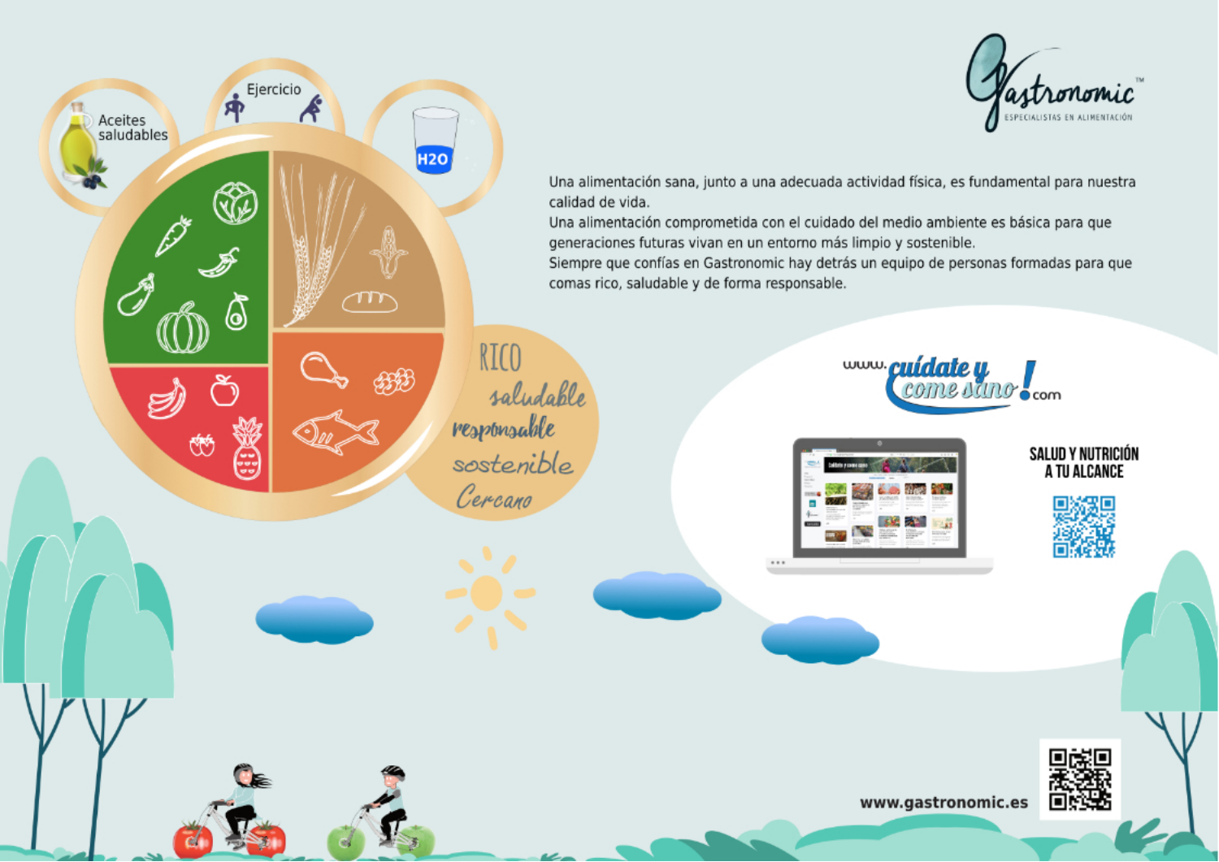Aceites saludables

Ejercicio

H2O

RICO

saludable

responsable

sostenible

Cercano

Gastronomic™

ESPECIALISTAS EN ALIMENTACIÓN

Una alimentación sana, junto a una adecuada actividad física, es fundamental para nuestra calidad de vida.

Una alimentación comprometida con el cuidado del medio ambiente es básica para que generaciones futuras vivan en un entorno más limpio y sostenible.

Siempre que confías en Gastronomic hay detrás un equipo de personas formadas para que comas rico, saludable y de forma responsable.

www.cuídate y come sano!.com

SALUD Y NUTRICIÓN A TU ALCANCE

www.gastronomic.es